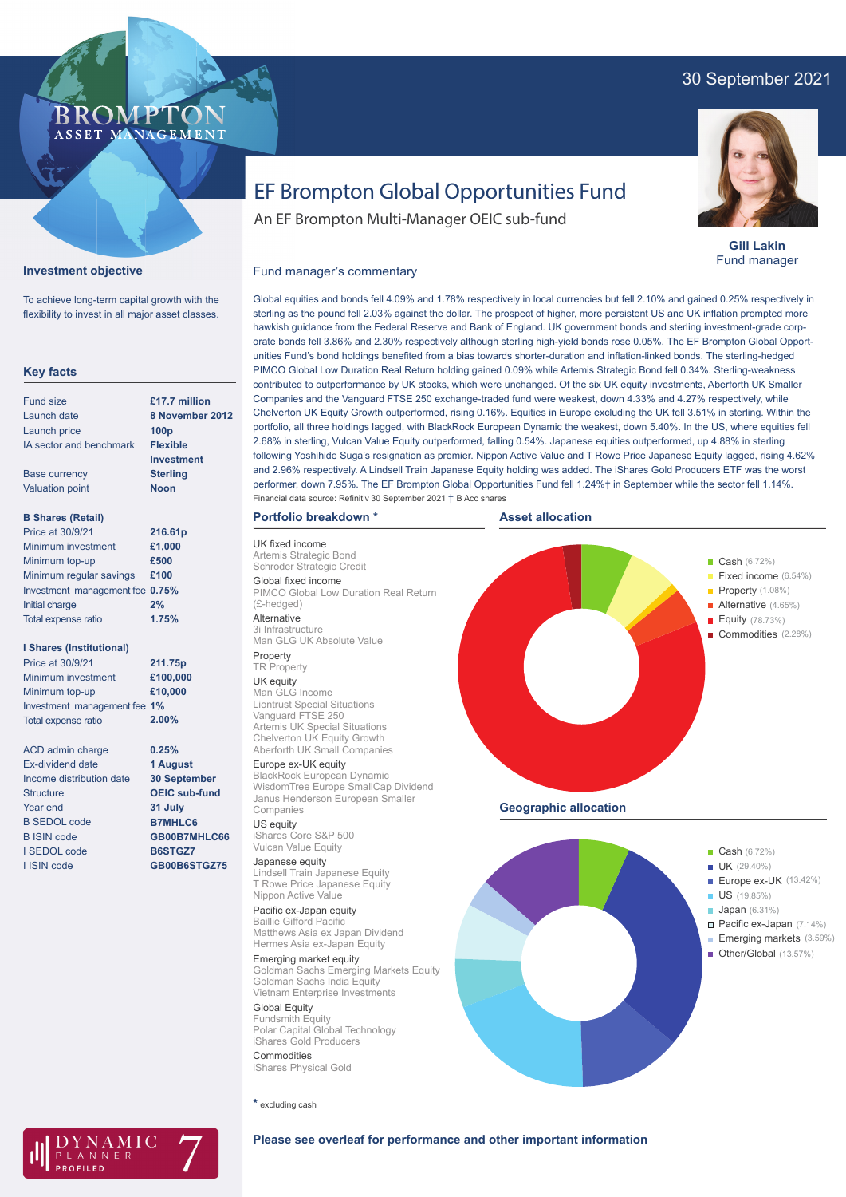30 September 2021

BROMPTON ASSET MANAGEMENT

# EF Brompton Global Opportunities Fund

An EF Brompton Multi-Manager OEIC sub-fund

**Gill Lakin**
Fund manager

## Investment objective

To achieve long-term capital growth with the flexibility to invest in all major asset classes.

## Key facts

| | |
|---|---|
| Fund size | **£17.7 million** |
| Launch date | **8 November 2012** |
| Launch price | **100p** |
| IA sector and benchmark | **Flexible Investment** |
| Base currency | **Sterling** |
| Valuation point | **Noon** |

**B Shares (Retail)**

| | |
|---|---|
| Price at 30/9/21 | **216.61p** |
| Minimum investment | **£1,000** |
| Minimum top-up | **£500** |
| Minimum regular savings | **£100** |
| Investment management fee | **0.75%** |
| Initial charge | **2%** |
| Total expense ratio | **1.75%** |

**I Shares (Institutional)**

| | |
|---|---|
| Price at 30/9/21 | **211.75p** |
| Minimum investment | **£100,000** |
| Minimum top-up | **£10,000** |
| Investment management fee | **1%** |
| Total expense ratio | **2.00%** |

| | |
|---|---|
| ACD admin charge | **0.25%** |
| Ex-dividend date | **1 August** |
| Income distribution date | **30 September** |
| Structure | **OEIC sub-fund** |
| Year end | **31 July** |
| B SEDOL code | **B7MHLC6** |
| B ISIN code | **GB00B7MHLC66** |
| I SEDOL code | **B6STGZ7** |
| I ISIN code | **GB00B6STGZ75** |

DYNAMIC PLANNER PROFILED 7

## Fund manager's commentary

Global equities and bonds fell 4.09% and 1.78% respectively in local currencies but fell 2.10% and gained 0.25% respectively in sterling as the pound fell 2.03% against the dollar. The prospect of higher, more persistent US and UK inflation prompted more hawkish guidance from the Federal Reserve and Bank of England. UK government bonds and sterling investment-grade corporate bonds fell 3.86% and 2.30% respectively although sterling high-yield bonds rose 0.05%. The EF Brompton Global Opportunities Fund's bond holdings benefited from a bias towards shorter-duration and inflation-linked bonds. The sterling-hedged PIMCO Global Low Duration Real Return holding gained 0.09% while Artemis Strategic Bond fell 0.34%. Sterling-weakness contributed to outperformance by UK stocks, which were unchanged. Of the six UK equity investments, Aberforth UK Smaller Companies and the Vanguard FTSE 250 exchange-traded fund were weakest, down 4.33% and 4.27% respectively, while Chelverton UK Equity Growth outperformed, rising 0.16%. Equities in Europe excluding the UK fell 3.51% in sterling. Within the portfolio, all three holdings lagged, with BlackRock European Dynamic the weakest, down 5.40%. In the US, where equities fell 2.68% in sterling, Vulcan Value Equity outperformed, falling 0.54%. Japanese equities outperformed, up 4.88% in sterling following Yoshihide Suga's resignation as premier. Nippon Active Value and T Rowe Price Japanese Equity lagged, rising 4.62% and 2.96% respectively. A Lindsell Train Japanese Equity holding was added. The iShares Gold Producers ETF was the worst performer, down 7.95%. The EF Brompton Global Opportunities Fund fell 1.24%† in September while the sector fell 1.14%.

Financial data source: Refinitiv 30 September 2021 † B Acc shares

## Portfolio breakdown *

**UK fixed income**
- Artemis Strategic Bond
- Schroder Strategic Credit

**Global fixed income**
- PIMCO Global Low Duration Real Return (£-hedged)

**Alternative**
- 3i Infrastructure
- Man GLG UK Absolute Value

**Property**
- TR Property

**UK equity**
- Man GLG Income
- Liontrust Special Situations
- Vanguard FTSE 250
- Artemis UK Special Situations
- Chelverton UK Equity Growth
- Aberforth UK Small Companies

**Europe ex-UK equity**
- BlackRock European Dynamic
- WisdomTree Europe SmallCap Dividend
- Janus Henderson European Smaller Companies

**US equity**
- iShares Core S&P 500
- Vulcan Value Equity

**Japanese equity**
- Lindsell Train Japanese Equity
- T Rowe Price Japanese Equity
- Nippon Active Value

**Pacific ex-Japan equity**
- Baillie Gifford Pacific
- Matthews Asia ex Japan Dividend
- Hermes Asia ex-Japan Equity

**Emerging market equity**
- Goldman Sachs Emerging Markets Equity
- Goldman Sachs India Equity
- Vietnam Enterprise Investments

**Global Equity**
- Fundsmith Equity
- Polar Capital Global Technology
- iShares Gold Producers

**Commodities**
- iShares Physical Gold

\* excluding cash

## Asset allocation

| Asset | % |
|---|---|
| Cash | 6.72% |
| Fixed income | 6.54% |
| Property | 1.08% |
| Alternative | 4.65% |
| Equity | 78.73% |
| Commodities | 2.28% |

## Geographic allocation

| Region | % |
|---|---|
| Cash | 6.72% |
| UK | 29.40% |
| Europe ex-UK | 13.42% |
| US | 19.85% |
| Japan | 6.31% |
| Pacific ex-Japan | 7.14% |
| Emerging markets | 3.59% |
| Other/Global | 13.57% |

**Please see overleaf for performance and other important information**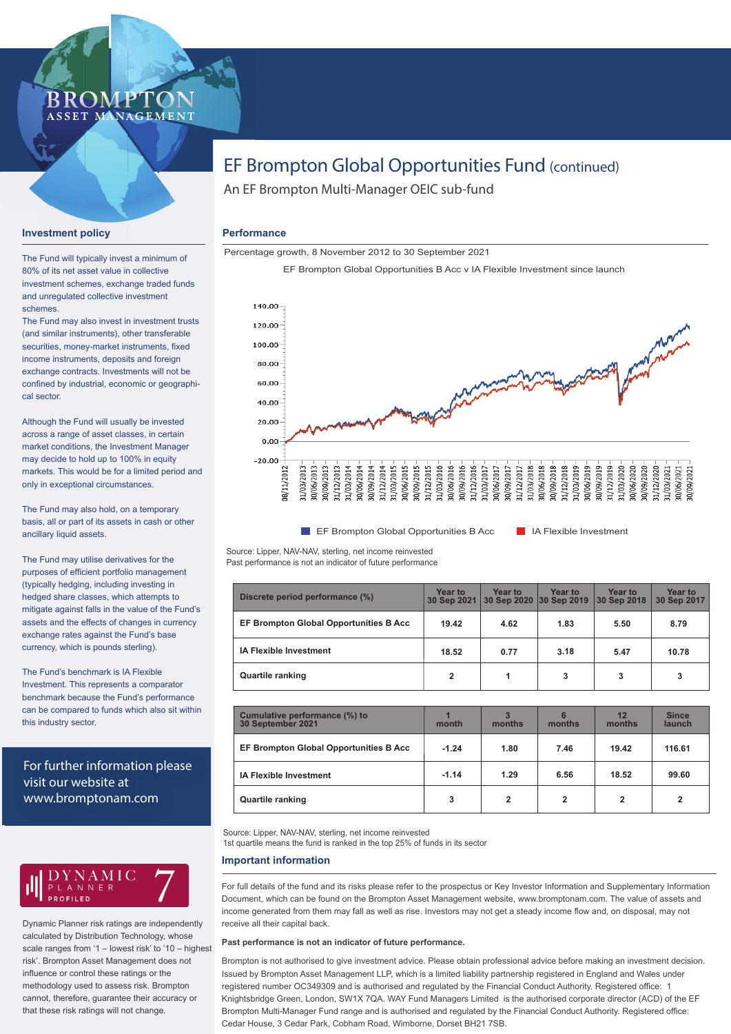BROMPTON
ASSET MANAGEMENT

# EF Brompton Global Opportunities Fund (continued)

An EF Brompton Multi-Manager OEIC sub-fund

## Investment policy

The Fund will typically invest a minimum of 80% of its net asset value in collective investment schemes, exchange traded funds and unregulated collective investment schemes.
The Fund may also invest in investment trusts (and similar instruments), other transferable securities, money-market instruments, fixed income instruments, deposits and foreign exchange contracts. Investments will not be confined by industrial, economic or geographical sector.

Although the Fund will usually be invested across a range of asset classes, in certain market conditions, the Investment Manager may decide to hold up to 100% in equity markets. This would be for a limited period and only in exceptional circumstances.

The Fund may also hold, on a temporary basis, all or part of its assets in cash or other ancillary liquid assets.

The Fund may utilise derivatives for the purposes of efficient portfolio management (typically hedging, including investing in hedged share classes, which attempts to mitigate against falls in the value of the Fund's assets and the effects of changes in currency exchange rates against the Fund's base currency, which is pounds sterling).

The Fund's benchmark is IA Flexible Investment. This represents a comparator benchmark because the Fund's performance can be compared to funds which also sit within this industry sector.

For further information please visit our website at www.bromptonam.com

DYNAMIC PLANNER PROFILED 7

Dynamic Planner risk ratings are independently calculated by Distribution Technology, whose scale ranges from '1 – lowest risk' to '10 – highest risk'. Brompton Asset Management does not influence or control these ratings or the methodology used to assess risk. Brompton cannot, therefore, guarantee their accuracy or that these risk ratings will not change.

## Performance

Percentage growth, 8 November 2012 to 30 September 2021

EF Brompton Global Opportunities B Acc v IA Flexible Investment since launch

140.00
120.00
100.00
80.00
60.00
40.00
20.00
0.00
-20.00

08/11/2012, 31/03/2013, 30/06/2013, 30/09/2013, 31/12/2013, 31/03/2014, 30/06/2014, 30/09/2014, 31/12/2014, 31/03/2015, 30/06/2015, 30/09/2015, 31/12/2015, 31/03/2016, 30/06/2016, 30/09/2016, 31/12/2016, 31/03/2017, 30/06/2017, 30/09/2017, 31/12/2017, 31/03/2018, 30/06/2018, 30/09/2018, 31/12/2018, 31/03/2019, 30/06/2019, 30/09/2019, 31/12/2019, 31/03/2020, 30/06/2020, 30/09/2020, 31/12/2020, 31/03/2021, 30/06/2021, 30/09/2021

EF Brompton Global Opportunities B Acc
IA Flexible Investment

Source: Lipper, NAV-NAV, sterling, net income reinvested
Past performance is not an indicator of future performance

| Discrete period performance (%) | Year to 30 Sep 2021 | Year to 30 Sep 2020 | Year to 30 Sep 2019 | Year to 30 Sep 2018 | Year to 30 Sep 2017 |
|---|---|---|---|---|---|
| EF Brompton Global Opportunities B Acc | 19.42 | 4.62 | 1.83 | 5.50 | 8.79 |
| IA Flexible Investment | 18.52 | 0.77 | 3.18 | 5.47 | 10.78 |
| Quartile ranking | 2 | 1 | 3 | 3 | 3 |

| Cumulative performance (%) to 30 September 2021 | 1 month | 3 months | 6 months | 12 months | Since launch |
|---|---|---|---|---|---|
| EF Brompton Global Opportunities B Acc | -1.24 | 1.80 | 7.46 | 19.42 | 116.61 |
| IA Flexible Investment | -1.14 | 1.29 | 6.56 | 18.52 | 99.60 |
| Quartile ranking | 3 | 2 | 2 | 2 | 2 |

Source: Lipper, NAV-NAV, sterling, net income reinvested
1st quartile means the fund is ranked in the top 25% of funds in its sector

## Important information

For full details of the fund and its risks please refer to the prospectus or Key Investor Information and Supplementary Information Document, which can be found on the Brompton Asset Management website, www.bromptonam.com. The value of assets and income generated from them may fall as well as rise. Investors may not get a steady income flow and, on disposal, may not receive all their capital back.

**Past performance is not an indicator of future performance.**

Brompton is not authorised to give investment advice. Please obtain professional advice before making an investment decision. Issued by Brompton Asset Management LLP, which is a limited liability partnership registered in England and Wales under registered number OC349309 and is authorised and regulated by the Financial Conduct Authority. Registered office: 1 Knightsbridge Green, London, SW1X 7QA. WAY Fund Managers Limited is the authorised corporate director (ACD) of the EF Brompton Multi-Manager Fund range and is authorised and regulated by the Financial Conduct Authority. Registered office: Cedar House, 3 Cedar Park, Cobham Road, Wimborne, Dorset BH21 7SB.